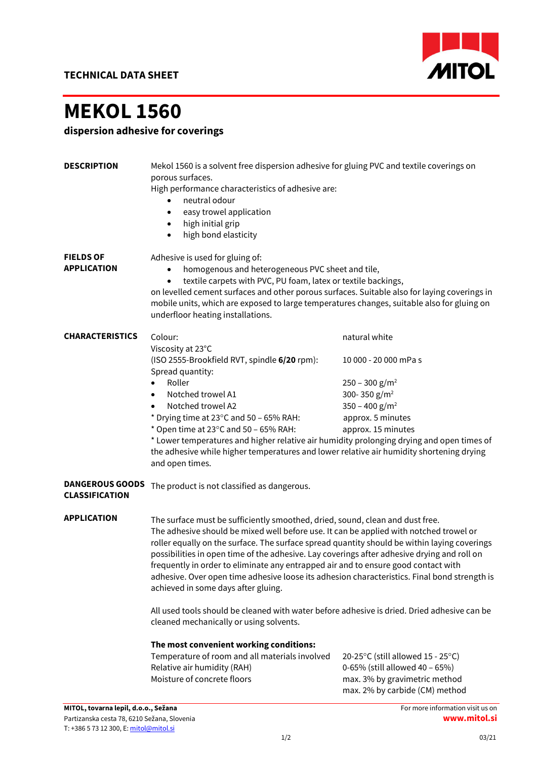TECHNICAL DATA SHEET

# MEKOL 1560

## dispersion adhesive for coverings

**DESCRIPTION**

Mekol 1560 is a solvent free dispersion adhesive for gluing PVC and textile coverings on porous surfaces.
High performance characteristics of adhesive are:

- neutral odour
- easy trowel application
- high initial grip
- high bond elasticity

**FIELDS OF APPLICATION**

Adhesive is used for gluing of:

- homogenous and heterogeneous PVC sheet and tile,
- textile carpets with PVC, PU foam, latex or textile backings,

on levelled cement surfaces and other porous surfaces. Suitable also for laying coverings in mobile units, which are exposed to large temperatures changes, suitable also for gluing on underfloor heating installations.

**CHARACTERISTICS**

| | |
|---|---|
| Colour: | natural white |
| Viscosity at 23°C (ISO 2555-Brookfield RVT, spindle **6/20** rpm): | 10 000 - 20 000 mPa s |
| Spread quantity: | |
| • Roller | 250 – 300 g/m² |
| • Notched trowel A1 | 300- 350 g/m² |
| • Notched trowel A2 | 350 – 400 g/m² |
| * Drying time at 23°C and 50 – 65% RAH: | approx. 5 minutes |
| * Open time at 23°C and 50 – 65% RAH: | approx. 15 minutes |

* Lower temperatures and higher relative air humidity prolonging drying and open times of the adhesive while higher temperatures and lower relative air humidity shortening drying and open times.

**DANGEROUS GOODS CLASSIFICATION**

The product is not classified as dangerous.

**APPLICATION**

The surface must be sufficiently smoothed, dried, sound, clean and dust free.
The adhesive should be mixed well before use. It can be applied with notched trowel or roller equally on the surface. The surface spread quantity should be within laying coverings possibilities in open time of the adhesive. Lay coverings after adhesive drying and roll on frequently in order to eliminate any entrapped air and to ensure good contact with adhesive. Over open time adhesive loose its adhesion characteristics. Final bond strength is achieved in some days after gluing.

All used tools should be cleaned with water before adhesive is dried. Dried adhesive can be cleaned mechanically or using solvents.

**The most convenient working conditions:**

| | |
|---|---|
| Temperature of room and all materials involved | 20-25°C (still allowed 15 - 25°C) |
| Relative air humidity (RAH) | 0-65% (still allowed 40 – 65%) |
| Moisture of concrete floors | max. 3% by gravimetric method<br>max. 2% by carbide (CM) method |

**MITOL, tovarna lepil, d.o.o., Sežana**
Partizanska cesta 78, 6210 Sežana, Slovenia
T: +386 5 73 12 300, E: mitol@mitol.si

For more information visit us on **www.mitol.si**

03/21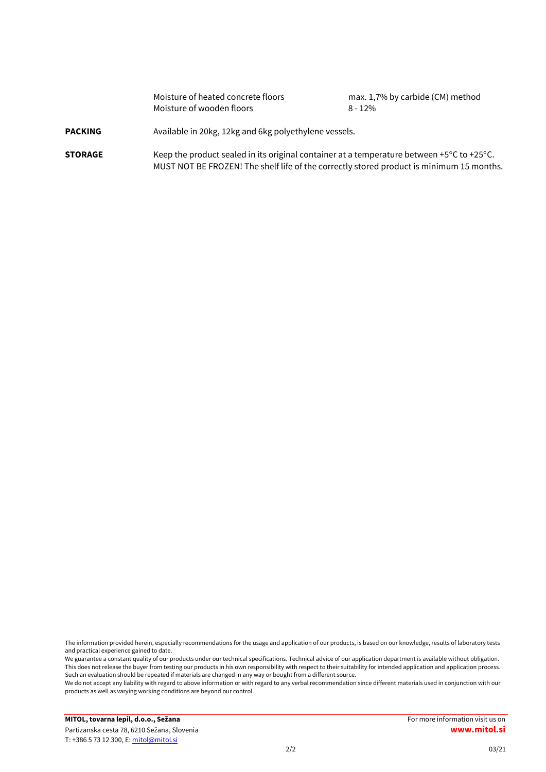| | | |
|---|---|---|
| | Moisture of heated concrete floors | max. 1,7% by carbide (CM) method |
| | Moisture of wooden floors | 8 - 12% |

**PACKING** Available in 20kg, 12kg and 6kg polyethylene vessels.

**STORAGE** Keep the product sealed in its original container at a temperature between +5°C to +25°C. MUST NOT BE FROZEN! The shelf life of the correctly stored product is minimum 15 months.

The information provided herein, especially recommendations for the usage and application of our products, is based on our knowledge, results of laboratory tests and practical experience gained to date.
We guarantee a constant quality of our products under our technical specifications. Technical advice of our application department is available without obligation. This does not release the buyer from testing our products in his own responsibility with respect to their suitability for intended application and application process. Such an evaluation should be repeated if materials are changed in any way or bought from a different source.
We do not accept any liability with regard to above information or with regard to any verbal recommendation since different materials used in conjunction with our products as well as varying working conditions are beyond our control.

**MITOL, tovarna lepil, d.o.o., Sežana**
Partizanska cesta 78, 6210 Sežana, Slovenia
T: +386 5 73 12 300, E: mitol@mitol.si

For more information visit us on
**www.mitol.si**

03/21